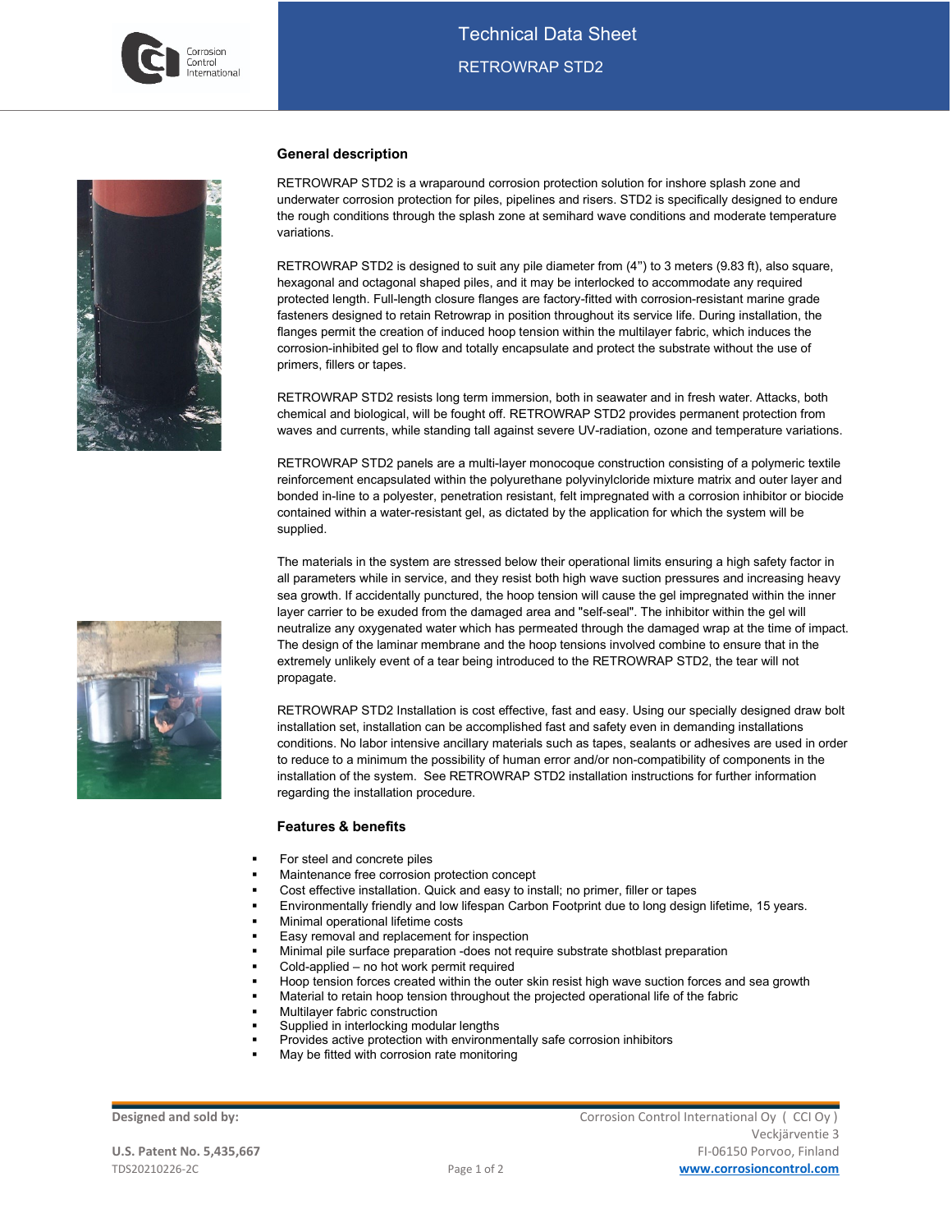# Technical Data Sheet

## RETROWRAP STD2

### General description

RETROWRAP STD2 is a wraparound corrosion protection solution for inshore splash zone and underwater corrosion protection for piles, pipelines and risers. STD2 is specifically designed to endure the rough conditions through the splash zone at semihard wave conditions and moderate temperature variations.

RETROWRAP STD2 is designed to suit any pile diameter from (4'') to 3 meters (9.83 ft), also square, hexagonal and octagonal shaped piles, and it may be interlocked to accommodate any required protected length. Full-length closure flanges are factory-fitted with corrosion-resistant marine grade fasteners designed to retain Retrowrap in position throughout its service life. During installation, the flanges permit the creation of induced hoop tension within the multilayer fabric, which induces the corrosion-inhibited gel to flow and totally encapsulate and protect the substrate without the use of primers, fillers or tapes.

RETROWRAP STD2 resists long term immersion, both in seawater and in fresh water. Attacks, both chemical and biological, will be fought off. RETROWRAP STD2 provides permanent protection from waves and currents, while standing tall against severe UV-radiation, ozone and temperature variations.

RETROWRAP STD2 panels are a multi-layer monocoque construction consisting of a polymeric textile reinforcement encapsulated within the polyurethane polyvinylcloride mixture matrix and outer layer and bonded in-line to a polyester, penetration resistant, felt impregnated with a corrosion inhibitor or biocide contained within a water-resistant gel, as dictated by the application for which the system will be supplied.

The materials in the system are stressed below their operational limits ensuring a high safety factor in all parameters while in service, and they resist both high wave suction pressures and increasing heavy sea growth. If accidentally punctured, the hoop tension will cause the gel impregnated within the inner layer carrier to be exuded from the damaged area and "self-seal". The inhibitor within the gel will neutralize any oxygenated water which has permeated through the damaged wrap at the time of impact. The design of the laminar membrane and the hoop tensions involved combine to ensure that in the extremely unlikely event of a tear being introduced to the RETROWRAP STD2, the tear will not propagate.

RETROWRAP STD2 Installation is cost effective, fast and easy. Using our specially designed draw bolt installation set, installation can be accomplished fast and safety even in demanding installations conditions. No labor intensive ancillary materials such as tapes, sealants or adhesives are used in order to reduce to a minimum the possibility of human error and/or non-compatibility of components in the installation of the system. See RETROWRAP STD2 installation instructions for further information regarding the installation procedure.

### Features & benefits

- For steel and concrete piles
- Maintenance free corrosion protection concept
- Cost effective installation. Quick and easy to install; no primer, filler or tapes
- Environmentally friendly and low lifespan Carbon Footprint due to long design lifetime, 15 years.
- Minimal operational lifetime costs
- Easy removal and replacement for inspection
- Minimal pile surface preparation -does not require substrate shotblast preparation
- Cold-applied – no hot work permit required
- Hoop tension forces created within the outer skin resist high wave suction forces and sea growth
- Material to retain hoop tension throughout the projected operational life of the fabric
- Multilayer fabric construction
- Supplied in interlocking modular lengths
- Provides active protection with environmentally safe corrosion inhibitors
- May be fitted with corrosion rate monitoring

**Designed and sold by:**

**U.S. Patent No. 5,435,667**

TDS20210226-2C

Corrosion Control International Oy ( CCI Oy )
Veckjärventie 3
FI-06150 Porvoo, Finland
www.corrosioncontrol.com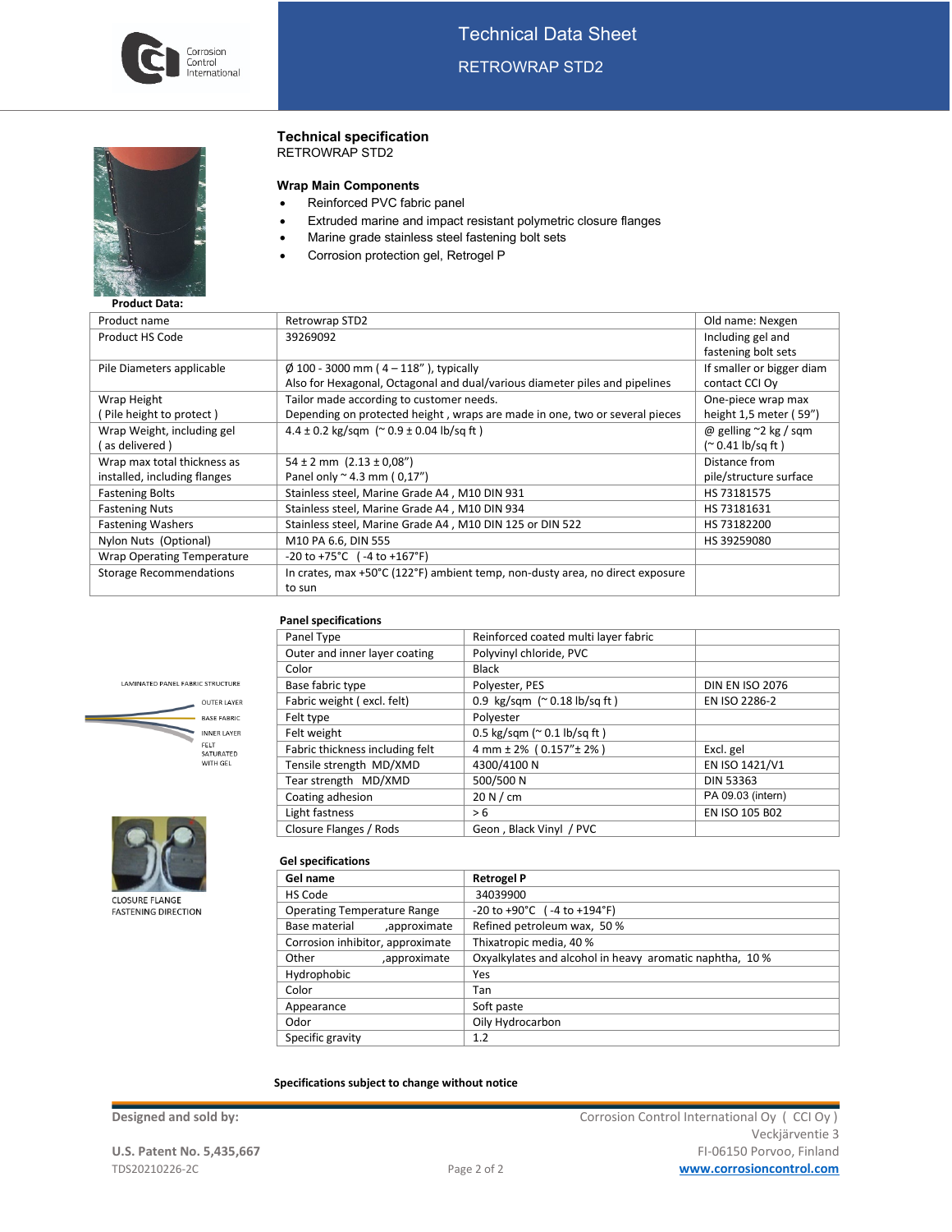# Technical Data Sheet
## RETROWRAP STD2

### Technical specification
RETROWRAP STD2

**Wrap Main Components**
- Reinforced PVC fabric panel
- Extruded marine and impact resistant polymetric closure flanges
- Marine grade stainless steel fastening bolt sets
- Corrosion protection gel, Retrogel P

**Product Data:**

| | | |
|---|---|---|
| Product name | Retrowrap STD2 | Old name: Nexgen |
| Product HS Code | 39269092 | Including gel and fastening bolt sets |
| Pile Diameters applicable | Ø 100 - 3000 mm ( 4 – 118" ), typically<br>Also for Hexagonal, Octagonal and dual/various diameter piles and pipelines | If smaller or bigger diam contact CCI Oy |
| Wrap Height<br>( Pile height to protect ) | Tailor made according to customer needs.<br>Depending on protected height , wraps are made in one, two or several pieces | One-piece wrap max height 1,5 meter ( 59") |
| Wrap Weight, including gel<br>( as delivered ) | 4.4 ± 0.2 kg/sqm (~ 0.9 ± 0.04 lb/sq ft ) | @ gelling ~2 kg / sqm<br>(~ 0.41 lb/sq ft ) |
| Wrap max total thickness as installed, including flanges | 54 ± 2 mm (2.13 ± 0,08")<br>Panel only ~ 4.3 mm ( 0,17") | Distance from pile/structure surface |
| Fastening Bolts | Stainless steel, Marine Grade A4 , M10 DIN 931 | HS 73181575 |
| Fastening Nuts | Stainless steel, Marine Grade A4 , M10 DIN 934 | HS 73181631 |
| Fastening Washers | Stainless steel, Marine Grade A4 , M10 DIN 125 or DIN 522 | HS 73182200 |
| Nylon Nuts (Optional) | M10 PA 6.6, DIN 555 | HS 39259080 |
| Wrap Operating Temperature | -20 to +75°C ( -4 to +167°F) | |
| Storage Recommendations | In crates, max +50°C (122°F) ambient temp, non-dusty area, no direct exposure to sun | |

LAMINATED PANEL FABRIC STRUCTURE

OUTER LAYER

BASE FABRIC

INNER LAYER

FELT SATURATED WITH GEL

**Panel specifications**

| | | |
|---|---|---|
| Panel Type | Reinforced coated multi layer fabric | |
| Outer and inner layer coating | Polyvinyl chloride, PVC | |
| Color | Black | |
| Base fabric type | Polyester, PES | DIN EN ISO 2076 |
| Fabric weight ( excl. felt) | 0.9 kg/sqm (~ 0.18 lb/sq ft ) | EN ISO 2286-2 |
| Felt type | Polyester | |
| Felt weight | 0.5 kg/sqm (~ 0.1 lb/sq ft ) | |
| Fabric thickness including felt | 4 mm ± 2% ( 0.157"± 2% ) | Excl. gel |
| Tensile strength MD/XMD | 4300/4100 N | EN ISO 1421/V1 |
| Tear strength MD/XMD | 500/500 N | DIN 53363 |
| Coating adhesion | 20 N / cm | PA 09.03 (intern) |
| Light fastness | > 6 | EN ISO 105 B02 |
| Closure Flanges / Rods | Geon , Black Vinyl / PVC | |

CLOSURE FLANGE FASTENING DIRECTION

**Gel specifications**

| Gel name | Retrogel P |
|---|---|
| HS Code | 34039900 |
| Operating Temperature Range | -20 to +90°C ( -4 to +194°F) |
| Base material ,approximate | Refined petroleum wax, 50 % |
| Corrosion inhibitor, approximate | Thixatropic media, 40 % |
| Other ,approximate | Oxyalkylates and alcohol in heavy aromatic naphtha, 10 % |
| Hydrophobic | Yes |
| Color | Tan |
| Appearance | Soft paste |
| Odor | Oily Hydrocarbon |
| Specific gravity | 1.2 |

**Specifications subject to change without notice**

**Designed and sold by:**

**U.S. Patent No. 5,435,667**

TDS20210226-2C

Corrosion Control International Oy ( CCI Oy )
Veckjärventie 3
FI-06150 Porvoo, Finland
www.corrosioncontrol.com